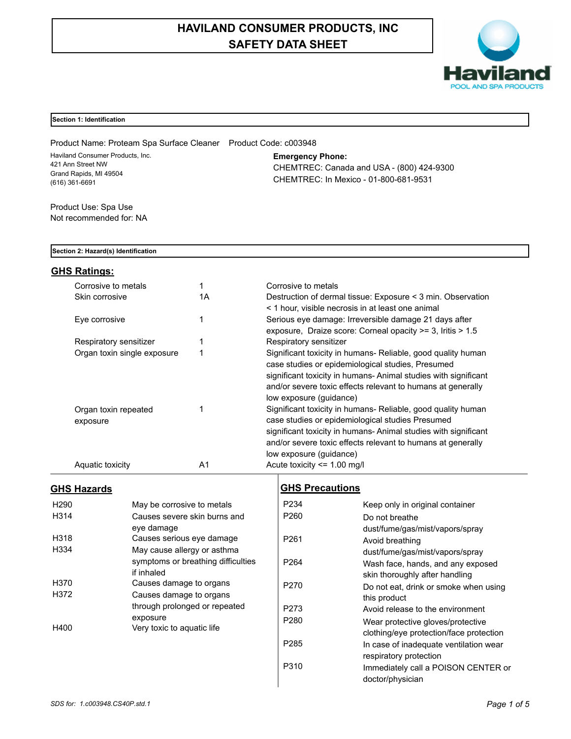# HAVILAND CONSUMER PRODUCTS, INC
# SAFETY DATA SHEET

Haviland
POOL AND SPA PRODUCTS

## Section 1: Identification

Product Name: Proteam Spa Surface Cleaner  Product Code: c003948

Haviland Consumer Products, Inc.
421 Ann Street NW
Grand Rapids, MI 49504
(616) 361-6691

**Emergency Phone:**
CHEMTREC: Canada and USA - (800) 424-9300
CHEMTREC: In Mexico - 01-800-681-9531

Product Use: Spa Use
Not recommended for: NA

## Section 2: Hazard(s) Identification

### GHS Ratings:

| | | |
|---|---|---|
| Corrosive to metals | 1 | Corrosive to metals |
| Skin corrosive | 1A | Destruction of dermal tissue: Exposure < 3 min. Observation < 1 hour, visible necrosis in at least one animal |
| Eye corrosive | 1 | Serious eye damage: Irreversible damage 21 days after exposure, Draize score: Corneal opacity >= 3, Iritis > 1.5 |
| Respiratory sensitizer | 1 | Respiratory sensitizer |
| Organ toxin single exposure | 1 | Significant toxicity in humans- Reliable, good quality human case studies or epidemiological studies, Presumed significant toxicity in humans- Animal studies with significant and/or severe toxic effects relevant to humans at generally low exposure (guidance) |
| Organ toxin repeated exposure | 1 | Significant toxicity in humans- Reliable, good quality human case studies or epidemiological studies Presumed significant toxicity in humans- Animal studies with significant and/or severe toxic effects relevant to humans at generally low exposure (guidance) |
| Aquatic toxicity | A1 | Acute toxicity <= 1.00 mg/l |

### GHS Hazards

| | |
|---|---|
| H290 | May be corrosive to metals |
| H314 | Causes severe skin burns and eye damage |
| H318 | Causes serious eye damage |
| H334 | May cause allergy or asthma symptoms or breathing difficulties if inhaled |
| H370 | Causes damage to organs |
| H372 | Causes damage to organs through prolonged or repeated exposure |
| H400 | Very toxic to aquatic life |

### GHS Precautions

| | |
|---|---|
| P234 | Keep only in original container |
| P260 | Do not breathe dust/fume/gas/mist/vapors/spray |
| P261 | Avoid breathing dust/fume/gas/mist/vapors/spray |
| P264 | Wash face, hands, and any exposed skin thoroughly after handling |
| P270 | Do not eat, drink or smoke when using this product |
| P273 | Avoid release to the environment |
| P280 | Wear protective gloves/protective clothing/eye protection/face protection |
| P285 | In case of inadequate ventilation wear respiratory protection |
| P310 | Immediately call a POISON CENTER or doctor/physician |

*SDS for: 1.c003948.CS40P.std.1*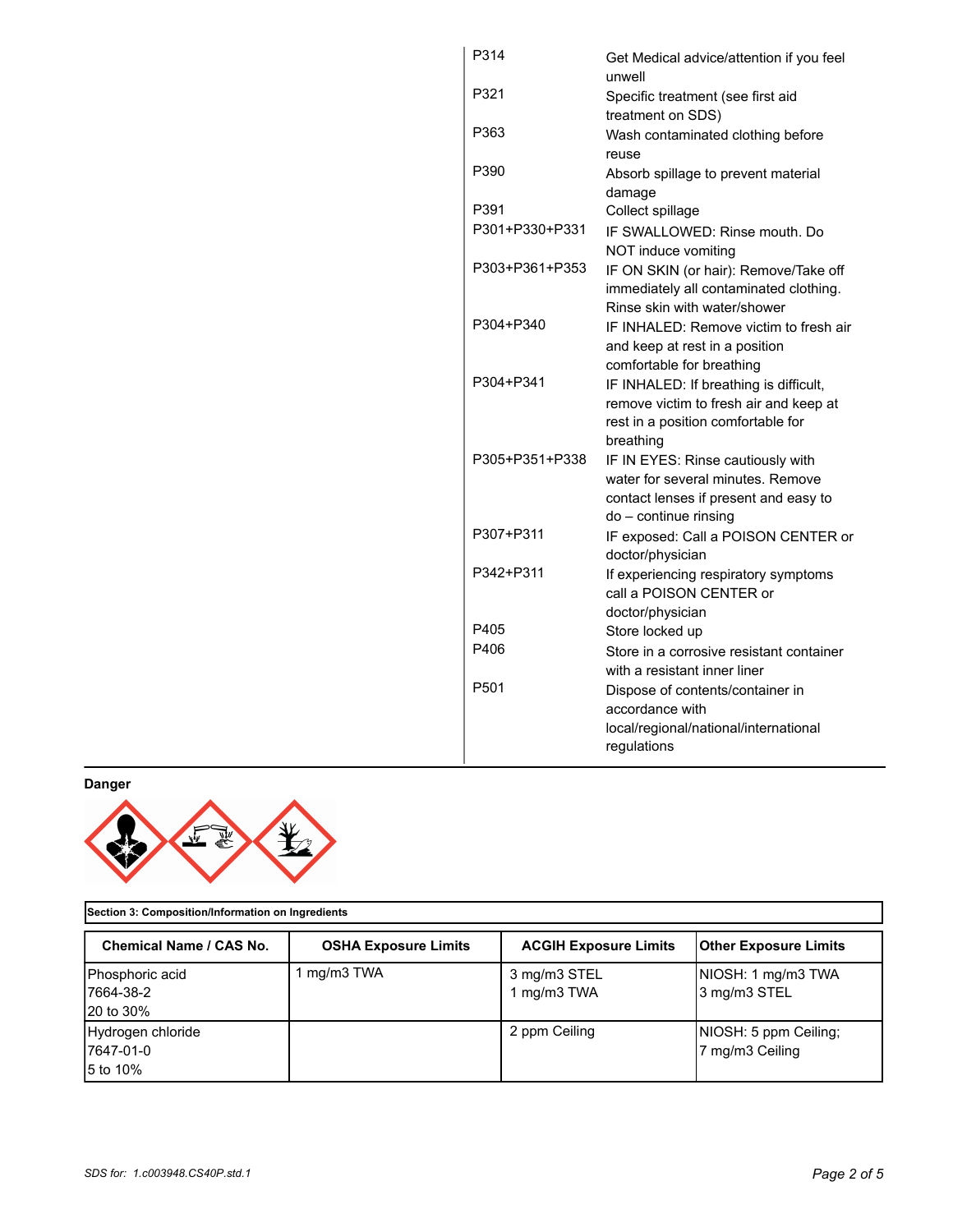| | |
|---|---|
| P314 | Get Medical advice/attention if you feel unwell |
| P321 | Specific treatment (see first aid treatment on SDS) |
| P363 | Wash contaminated clothing before reuse |
| P390 | Absorb spillage to prevent material damage |
| P391 | Collect spillage |
| P301+P330+P331 | IF SWALLOWED: Rinse mouth. Do NOT induce vomiting |
| P303+P361+P353 | IF ON SKIN (or hair): Remove/Take off immediately all contaminated clothing. Rinse skin with water/shower |
| P304+P340 | IF INHALED: Remove victim to fresh air and keep at rest in a position comfortable for breathing |
| P304+P341 | IF INHALED: If breathing is difficult, remove victim to fresh air and keep at rest in a position comfortable for breathing |
| P305+P351+P338 | IF IN EYES: Rinse cautiously with water for several minutes. Remove contact lenses if present and easy to do – continue rinsing |
| P307+P311 | IF exposed: Call a POISON CENTER or doctor/physician |
| P342+P311 | If experiencing respiratory symptoms call a POISON CENTER or doctor/physician |
| P405 | Store locked up |
| P406 | Store in a corrosive resistant container with a resistant inner liner |
| P501 | Dispose of contents/container in accordance with local/regional/national/international regulations |

**Danger**

**Section 3: Composition/Information on Ingredients**

| Chemical Name / CAS No. | OSHA Exposure Limits | ACGIH Exposure Limits | Other Exposure Limits |
|---|---|---|---|
| Phosphoric acid<br>7664-38-2<br>20 to 30% | 1 mg/m3 TWA | 3 mg/m3 STEL<br>1 mg/m3 TWA | NIOSH: 1 mg/m3 TWA<br>3 mg/m3 STEL |
| Hydrogen chloride<br>7647-01-0<br>5 to 10% | | 2 ppm Ceiling | NIOSH: 5 ppm Ceiling;<br>7 mg/m3 Ceiling |

*SDS for: 1.c003948.CS40P.std.1*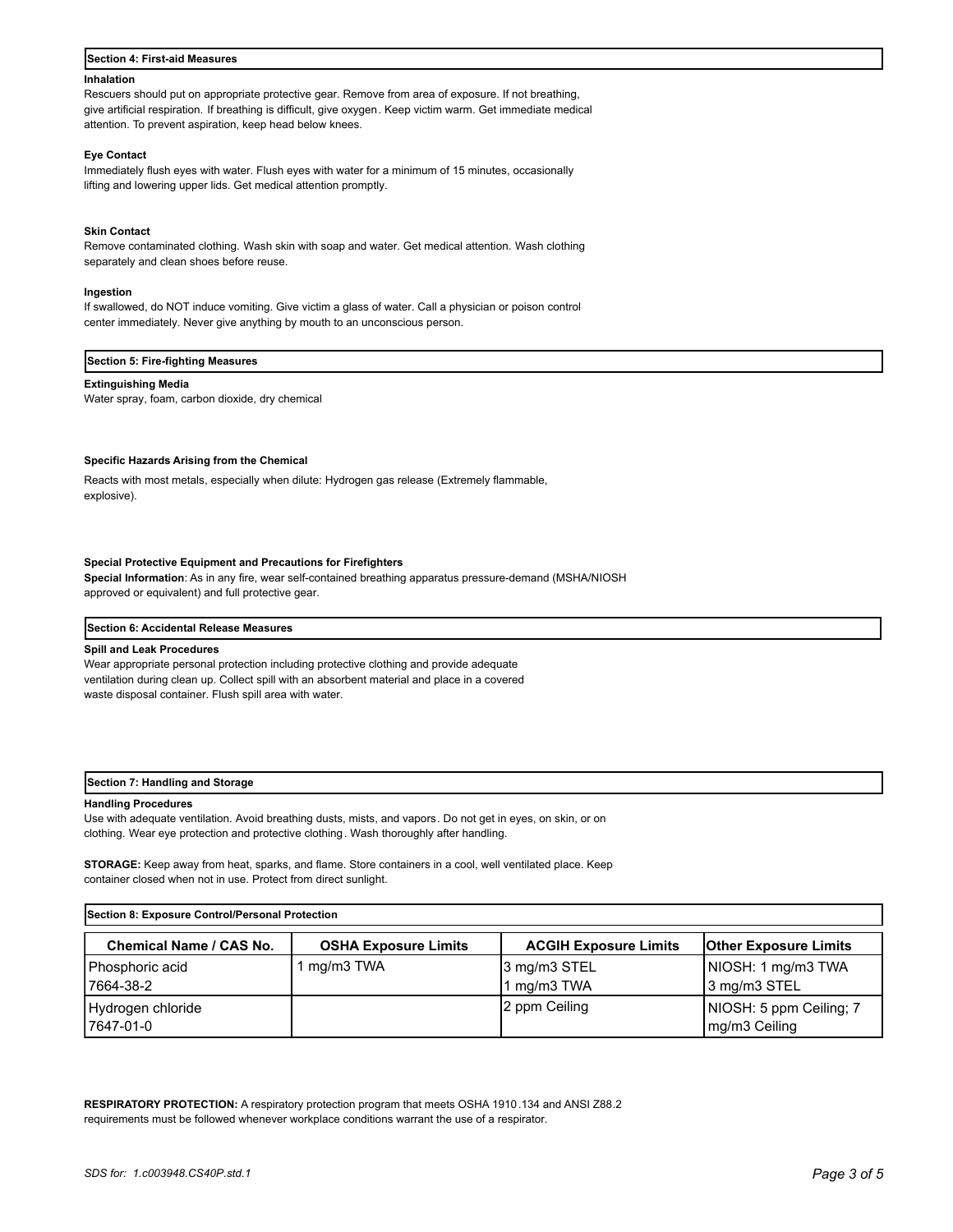## Section 4: First-aid Measures

**Inhalation**

Rescuers should put on appropriate protective gear. Remove from area of exposure. If not breathing, give artificial respiration. If breathing is difficult, give oxygen. Keep victim warm. Get immediate medical attention. To prevent aspiration, keep head below knees.

**Eye Contact**

Immediately flush eyes with water. Flush eyes with water for a minimum of 15 minutes, occasionally lifting and lowering upper lids. Get medical attention promptly.

**Skin Contact**

Remove contaminated clothing. Wash skin with soap and water. Get medical attention. Wash clothing separately and clean shoes before reuse.

**Ingestion**

If swallowed, do NOT induce vomiting. Give victim a glass of water. Call a physician or poison control center immediately. Never give anything by mouth to an unconscious person.

## Section 5: Fire-fighting Measures

**Extinguishing Media**

Water spray, foam, carbon dioxide, dry chemical

**Specific Hazards Arising from the Chemical**

Reacts with most metals, especially when dilute: Hydrogen gas release (Extremely flammable, explosive).

**Special Protective Equipment and Precautions for Firefighters**

**Special Information**: As in any fire, wear self-contained breathing apparatus pressure-demand (MSHA/NIOSH approved or equivalent) and full protective gear.

## Section 6: Accidental Release Measures

**Spill and Leak Procedures**

Wear appropriate personal protection including protective clothing and provide adequate ventilation during clean up. Collect spill with an absorbent material and place in a covered waste disposal container. Flush spill area with water.

## Section 7: Handling and Storage

**Handling Procedures**

Use with adequate ventilation. Avoid breathing dusts, mists, and vapors. Do not get in eyes, on skin, or on clothing. Wear eye protection and protective clothing. Wash thoroughly after handling.

**STORAGE:** Keep away from heat, sparks, and flame. Store containers in a cool, well ventilated place. Keep container closed when not in use. Protect from direct sunlight.

## Section 8: Exposure Control/Personal Protection

| Chemical Name / CAS No. | OSHA Exposure Limits | ACGIH Exposure Limits | Other Exposure Limits |
|---|---|---|---|
| Phosphoric acid<br>7664-38-2 | 1 mg/m3 TWA | 3 mg/m3 STEL<br>1 mg/m3 TWA | NIOSH: 1 mg/m3 TWA<br>3 mg/m3 STEL |
| Hydrogen chloride<br>7647-01-0 | | 2 ppm Ceiling | NIOSH: 5 ppm Ceiling; 7 mg/m3 Ceiling |

**RESPIRATORY PROTECTION:** A respiratory protection program that meets OSHA 1910.134 and ANSI Z88.2 requirements must be followed whenever workplace conditions warrant the use of a respirator.

*SDS for: 1.c003948.CS40P.std.1*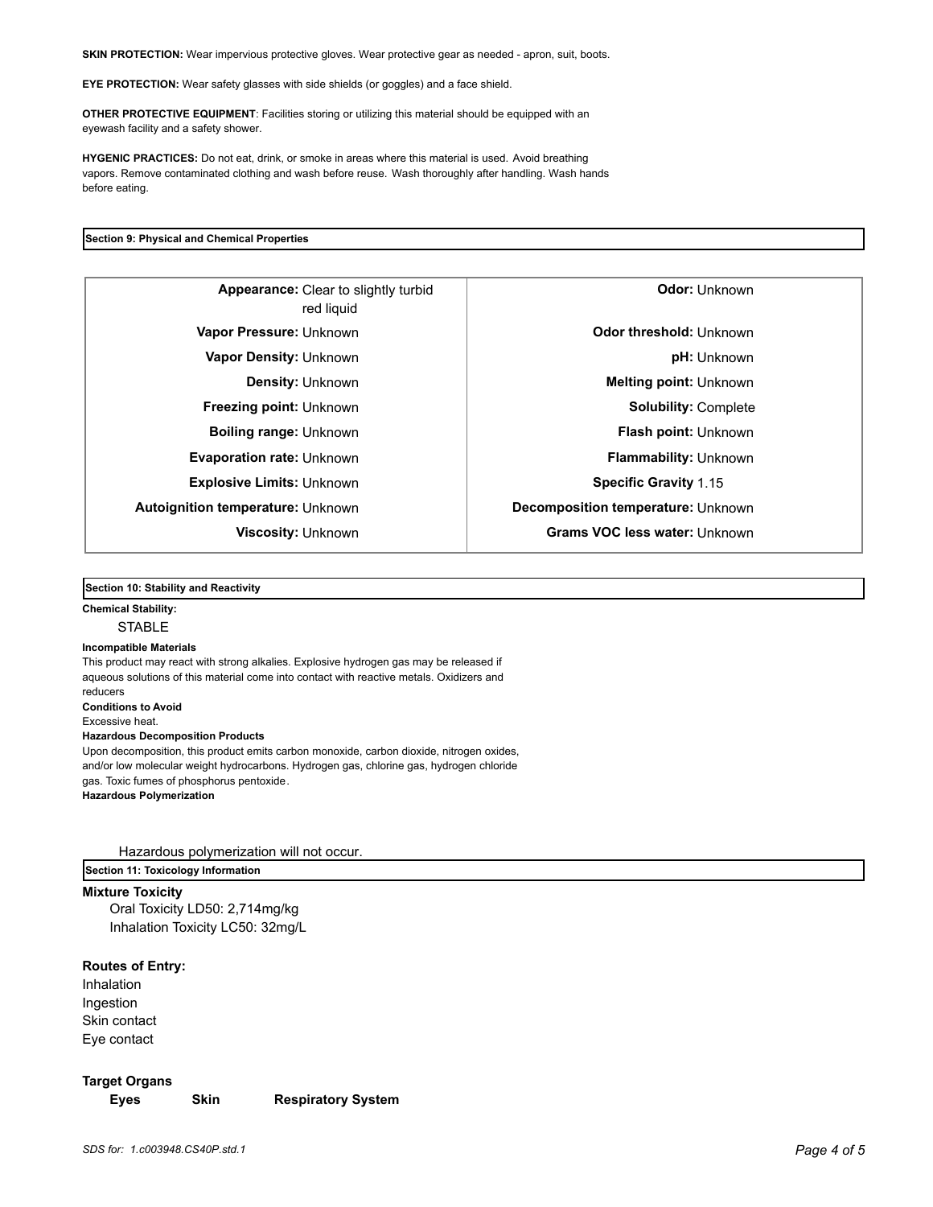**SKIN PROTECTION:** Wear impervious protective gloves. Wear protective gear as needed - apron, suit, boots.

**EYE PROTECTION:** Wear safety glasses with side shields (or goggles) and a face shield.

**OTHER PROTECTIVE EQUIPMENT**: Facilities storing or utilizing this material should be equipped with an eyewash facility and a safety shower.

**HYGENIC PRACTICES:** Do not eat, drink, or smoke in areas where this material is used. Avoid breathing vapors. Remove contaminated clothing and wash before reuse. Wash thoroughly after handling. Wash hands before eating.

## Section 9: Physical and Chemical Properties

| | | | |
|---|---|---|---|
| **Appearance:** | Clear to slightly turbid red liquid | **Odor:** | Unknown |
| **Vapor Pressure:** | Unknown | **Odor threshold:** | Unknown |
| **Vapor Density:** | Unknown | **pH:** | Unknown |
| **Density:** | Unknown | **Melting point:** | Unknown |
| **Freezing point:** | Unknown | **Solubility:** | Complete |
| **Boiling range:** | Unknown | **Flash point:** | Unknown |
| **Evaporation rate:** | Unknown | **Flammability:** | Unknown |
| **Explosive Limits:** | Unknown | **Specific Gravity** | 1.15 |
| **Autoignition temperature:** | Unknown | **Decomposition temperature:** | Unknown |
| **Viscosity:** | Unknown | **Grams VOC less water:** | Unknown |

## Section 10: Stability and Reactivity

**Chemical Stability:**

STABLE

**Incompatible Materials**

This product may react with strong alkalies. Explosive hydrogen gas may be released if aqueous solutions of this material come into contact with reactive metals. Oxidizers and reducers

**Conditions to Avoid**

Excessive heat.

**Hazardous Decomposition Products**

Upon decomposition, this product emits carbon monoxide, carbon dioxide, nitrogen oxides, and/or low molecular weight hydrocarbons. Hydrogen gas, chlorine gas, hydrogen chloride gas. Toxic fumes of phosphorus pentoxide.

**Hazardous Polymerization**

Hazardous polymerization will not occur.

## Section 11: Toxicology Information

**Mixture Toxicity**

Oral Toxicity LD50: 2,714mg/kg
Inhalation Toxicity LC50: 32mg/L

**Routes of Entry:**

Inhalation
Ingestion
Skin contact
Eye contact

**Target Organs**

**Eyes** **Skin** **Respiratory System**

*SDS for: 1.c003948.CS40P.std.1*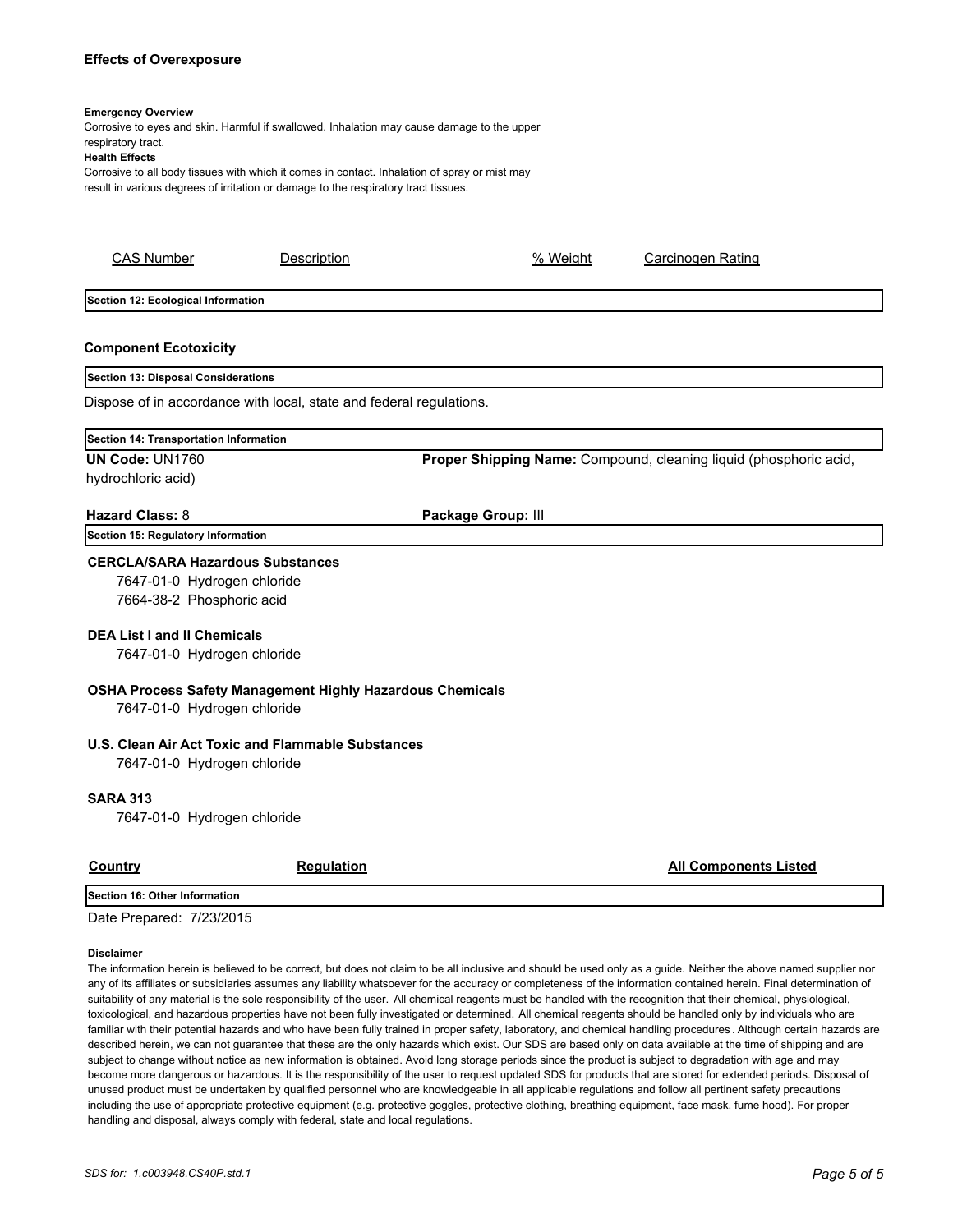### Effects of Overexposure

**Emergency Overview**

Corrosive to eyes and skin. Harmful if swallowed. Inhalation may cause damage to the upper respiratory tract.

**Health Effects**

Corrosive to all body tissues with which it comes in contact. Inhalation of spray or mist may result in various degrees of irritation or damage to the respiratory tract tissues.

| CAS Number | Description | % Weight | Carcinogen Rating |
|---|---|---|---|

## Section 12: Ecological Information

### Component Ecotoxicity

## Section 13: Disposal Considerations

Dispose of in accordance with local, state and federal regulations.

## Section 14: Transportation Information

**UN Code:** UN1760

**Proper Shipping Name:** Compound, cleaning liquid (phosphoric acid, hydrochloric acid)

**Hazard Class:** 8

**Package Group:** III

## Section 15: Regulatory Information

**CERCLA/SARA Hazardous Substances**

7647-01-0 Hydrogen chloride
7664-38-2 Phosphoric acid

**DEA List I and II Chemicals**

7647-01-0 Hydrogen chloride

**OSHA Process Safety Management Highly Hazardous Chemicals**

7647-01-0 Hydrogen chloride

**U.S. Clean Air Act Toxic and Flammable Substances**

7647-01-0 Hydrogen chloride

**SARA 313**

7647-01-0 Hydrogen chloride

| Country | Regulation | All Components Listed |
|---|---|---|

## Section 16: Other Information

Date Prepared: 7/23/2015

**Disclaimer**

The information herein is believed to be correct, but does not claim to be all inclusive and should be used only as a guide. Neither the above named supplier nor any of its affiliates or subsidiaries assumes any liability whatsoever for the accuracy or completeness of the information contained herein. Final determination of suitability of any material is the sole responsibility of the user. All chemical reagents must be handled with the recognition that their chemical, physiological, toxicological, and hazardous properties have not been fully investigated or determined. All chemical reagents should be handled only by individuals who are familiar with their potential hazards and who have been fully trained in proper safety, laboratory, and chemical handling procedures . Although certain hazards are described herein, we can not guarantee that these are the only hazards which exist. Our SDS are based only on data available at the time of shipping and are subject to change without notice as new information is obtained. Avoid long storage periods since the product is subject to degradation with age and may become more dangerous or hazardous. It is the responsibility of the user to request updated SDS for products that are stored for extended periods. Disposal of unused product must be undertaken by qualified personnel who are knowledgeable in all applicable regulations and follow all pertinent safety precautions including the use of appropriate protective equipment (e.g. protective goggles, protective clothing, breathing equipment, face mask, fume hood). For proper handling and disposal, always comply with federal, state and local regulations.